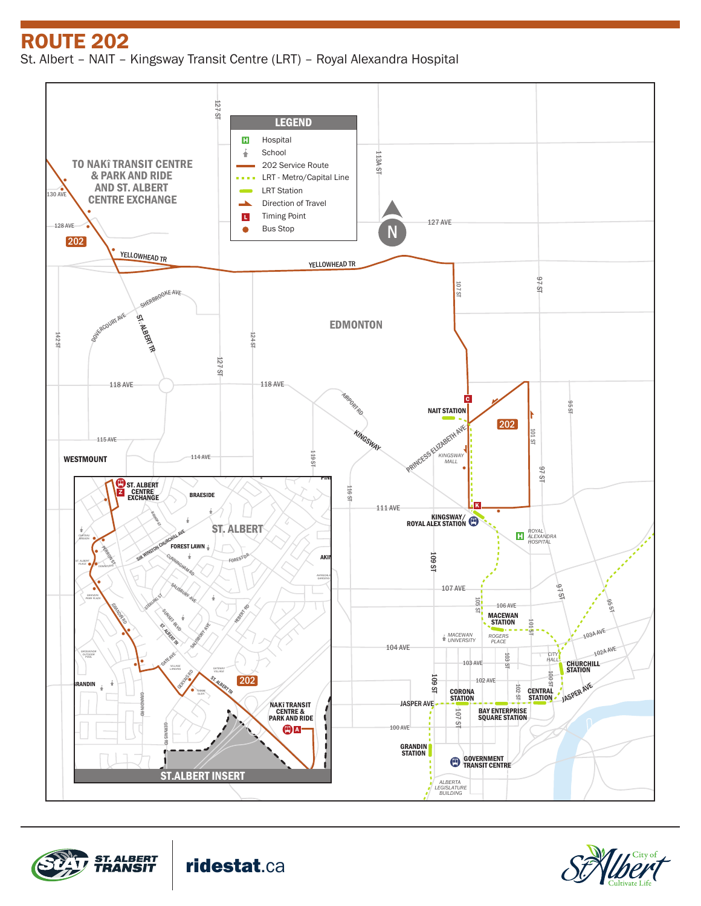# ROUTE 202

St. Albert – NAIT – Kingsway Transit Centre (LRT) – Royal Alexandra Hospital

**LEGEND**

- Hospital
- School
- 202 Service Route
- LRT - Metro/Capital Line
- LRT Station
- Direction of Travel
- Timing Point
- Bus Stop

TO NAKÎ TRANSIT CENTRE & PARK AND RIDE AND ST. ALBERT CENTRE EXCHANGE

EDMONTON

NAIT STATION

KINGSWAY/ ROYAL ALEX STATION

ROYAL ALEXANDRA HOSPITAL

MACEWAN STATION

CHURCHILL STATION

CORONA STATION

BAY ENTERPRISE SQUARE STATION

CENTRAL STATION

GRANDIN STATION

GOVERNMENT TRANSIT CENTRE

ST. ALBERT INSERT

ST. ALBERT CENTRE EXCHANGE

NAKÎ TRANSIT CENTRE & PARK AND RIDE

ST. ALBERT TRANSIT

ridestat.ca

City of St. Albert — Cultivate Life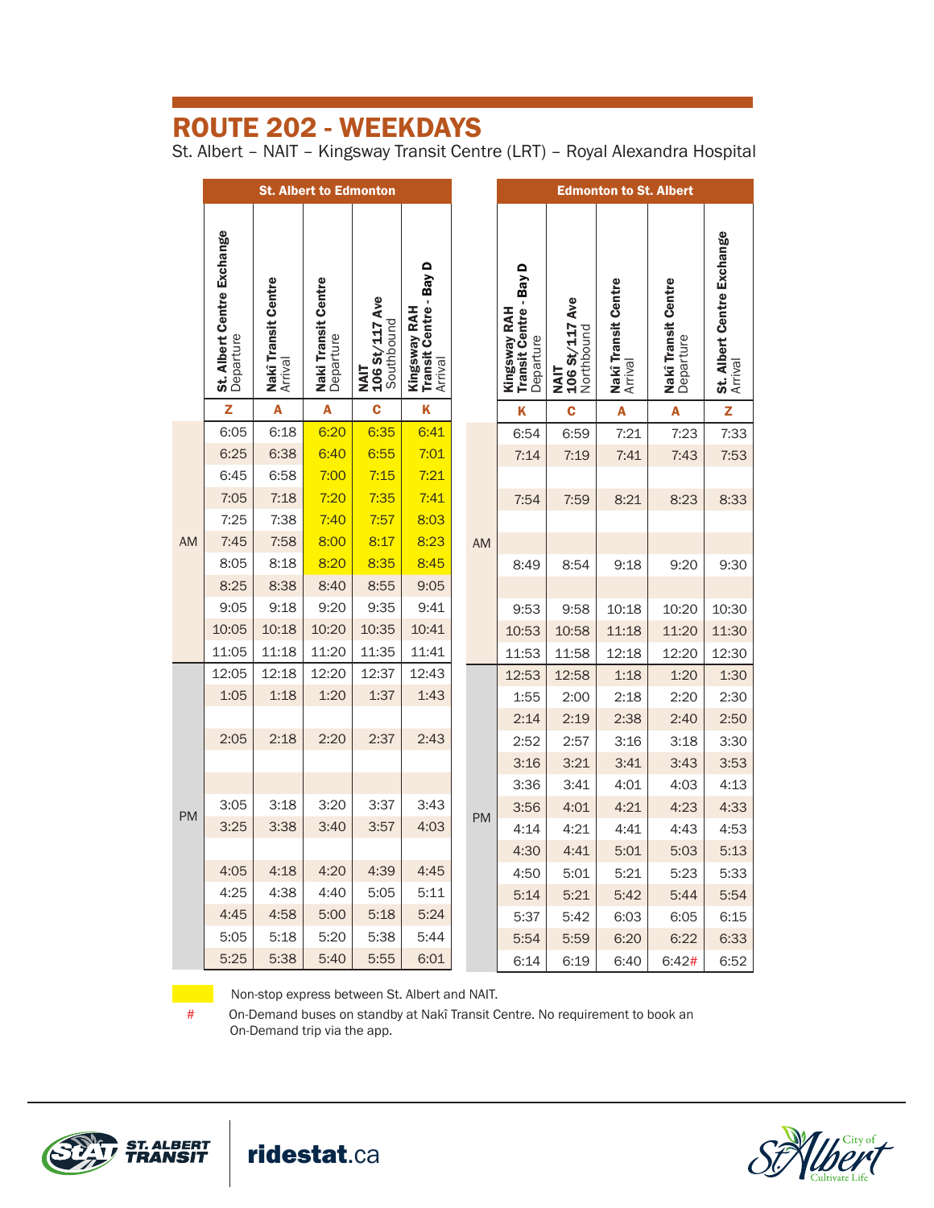# ROUTE 202 - WEEKDAYS

St. Albert – NAIT – Kingsway Transit Centre (LRT) – Royal Alexandra Hospital

## St. Albert to Edmonton

| | St. Albert Centre Exchange Departure | Nakî Transit Centre Arrival | Nakî Transit Centre Departure | NAIT 106 St/117 Ave Southbound | Kingsway RAH Transit Centre - Bay D Arrival |
|---|---|---|---|---|---|
| | Z | A | A | C | K |
| AM | 6:05 | 6:18 | **6:20** | **6:35** | **6:41** |
| AM | 6:25 | 6:38 | **6:40** | **6:55** | **7:01** |
| AM | 6:45 | 6:58 | **7:00** | **7:15** | **7:21** |
| AM | 7:05 | 7:18 | **7:20** | **7:35** | **7:41** |
| AM | 7:25 | 7:38 | **7:40** | **7:57** | **8:03** |
| AM | 7:45 | 7:58 | **8:00** | **8:17** | **8:23** |
| AM | 8:05 | 8:18 | **8:20** | **8:35** | **8:45** |
| AM | 8:25 | 8:38 | 8:40 | 8:55 | 9:05 |
| AM | 9:05 | 9:18 | 9:20 | 9:35 | 9:41 |
| AM | 10:05 | 10:18 | 10:20 | 10:35 | 10:41 |
| AM | 11:05 | 11:18 | 11:20 | 11:35 | 11:41 |
| PM | 12:05 | 12:18 | 12:20 | 12:37 | 12:43 |
| PM | 1:05 | 1:18 | 1:20 | 1:37 | 1:43 |
| PM | 2:05 | 2:18 | 2:20 | 2:37 | 2:43 |
| PM | 3:05 | 3:18 | 3:20 | 3:37 | 3:43 |
| PM | 3:25 | 3:38 | 3:40 | 3:57 | 4:03 |
| PM | 4:05 | 4:18 | 4:20 | 4:39 | 4:45 |
| PM | 4:25 | 4:38 | 4:40 | 5:05 | 5:11 |
| PM | 4:45 | 4:58 | 5:00 | 5:18 | 5:24 |
| PM | 5:05 | 5:18 | 5:20 | 5:38 | 5:44 |
| PM | 5:25 | 5:38 | 5:40 | 5:55 | 6:01 |

## Edmonton to St. Albert

| | Kingsway RAH Transit Centre - Bay D Departure | NAIT 106 St/117 Ave Northbound | Nakî Transit Centre Arrival | Nakî Transit Centre Departure | St. Albert Centre Exchange Arrival |
|---|---|---|---|---|---|
| | K | C | A | A | Z |
| AM | 6:54 | 6:59 | 7:21 | 7:23 | 7:33 |
| AM | 7:14 | 7:19 | 7:41 | 7:43 | 7:53 |
| AM | 7:54 | 7:59 | 8:21 | 8:23 | 8:33 |
| AM | 8:49 | 8:54 | 9:18 | 9:20 | 9:30 |
| AM | 9:53 | 9:58 | 10:18 | 10:20 | 10:30 |
| AM | 10:53 | 10:58 | 11:18 | 11:20 | 11:30 |
| AM | 11:53 | 11:58 | 12:18 | 12:20 | 12:30 |
| PM | 12:53 | 12:58 | 1:18 | 1:20 | 1:30 |
| PM | 1:55 | 2:00 | 2:18 | 2:20 | 2:30 |
| PM | 2:14 | 2:19 | 2:38 | 2:40 | 2:50 |
| PM | 2:52 | 2:57 | 3:16 | 3:18 | 3:30 |
| PM | 3:16 | 3:21 | 3:41 | 3:43 | 3:53 |
| PM | 3:36 | 3:41 | 4:01 | 4:03 | 4:13 |
| PM | 3:56 | 4:01 | 4:21 | 4:23 | 4:33 |
| PM | 4:14 | 4:21 | 4:41 | 4:43 | 4:53 |
| PM | 4:30 | 4:41 | 5:01 | 5:03 | 5:13 |
| PM | 4:50 | 5:01 | 5:21 | 5:23 | 5:33 |
| PM | 5:14 | 5:21 | 5:42 | 5:44 | 5:54 |
| PM | 5:37 | 5:42 | 6:03 | 6:05 | 6:15 |
| PM | 5:54 | 5:59 | 6:20 | 6:22 | 6:33 |
| PM | 6:14 | 6:19 | 6:40 | 6:42# | 6:52 |

(Highlighted) Non-stop express between St. Albert and NAIT.

\# On-Demand buses on standby at Nakî Transit Centre. No requirement to book an On-Demand trip via the app.

ST. ALBERT TRANSIT

ridestat.ca

City of St. Albert – Cultivate Life